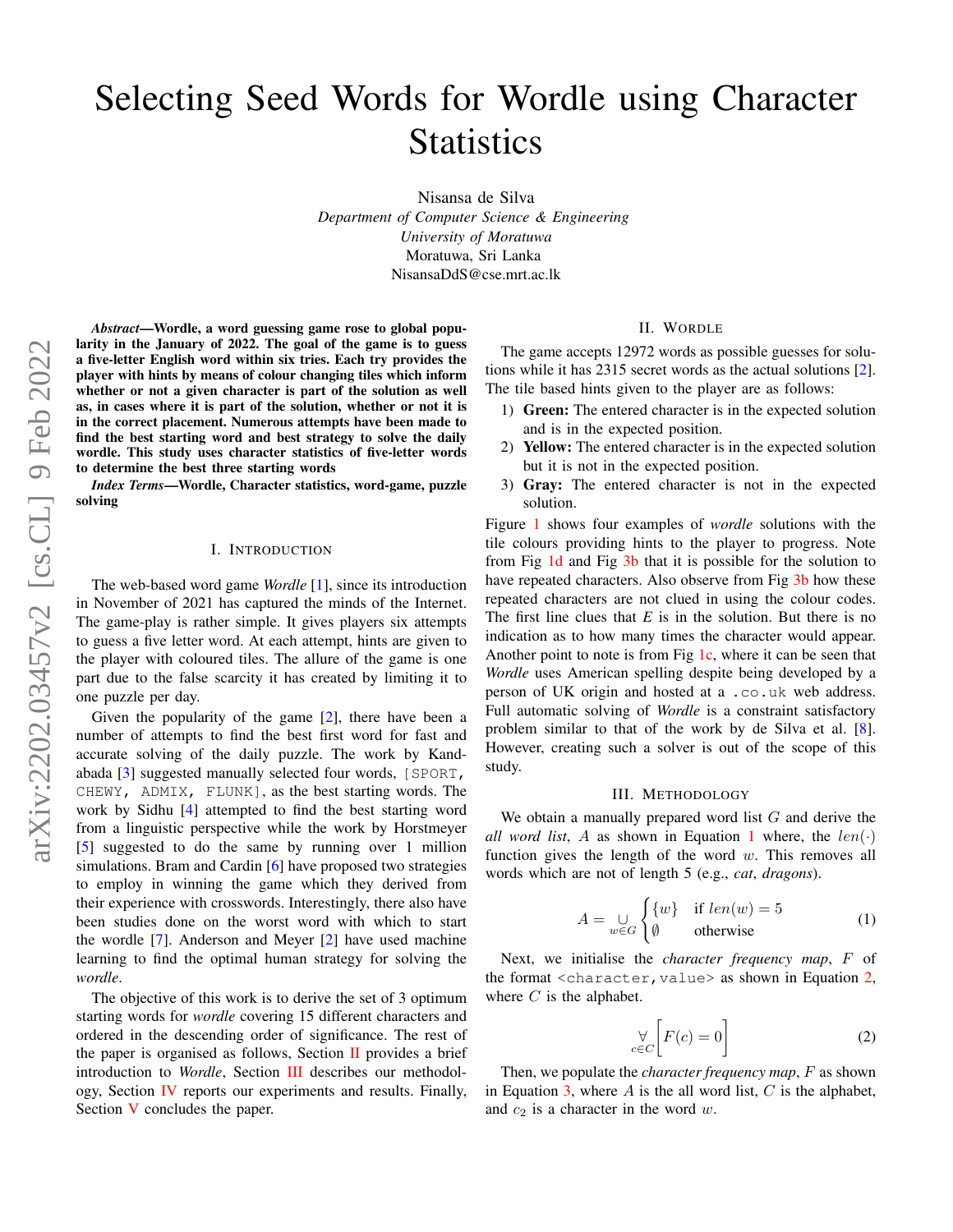# Selecting Seed Words for Wordle using Character Statistics

Nisansa de Silva
*Department of Computer Science & Engineering*
*University of Moratuwa*
Moratuwa, Sri Lanka
NisansaDdS@cse.mrt.ac.lk

***Abstract*—Wordle, a word guessing game rose to global popularity in the January of 2022. The goal of the game is to guess a five-letter English word within six tries. Each try provides the player with hints by means of colour changing tiles which inform whether or not a given character is part of the solution as well as, in cases where it is part of the solution, whether or not it is in the correct placement. Numerous attempts have been made to find the best starting word and best strategy to solve the daily wordle. This study uses character statistics of five-letter words to determine the best three starting words**

***Index Terms*—Wordle, Character statistics, word-game, puzzle solving**

## I. Introduction

The web-based word game *Wordle* [1], since its introduction in November of 2021 has captured the minds of the Internet. The game-play is rather simple. It gives players six attempts to guess a five letter word. At each attempt, hints are given to the player with coloured tiles. The allure of the game is one part due to the false scarcity it has created by limiting it to one puzzle per day.

Given the popularity of the game [2], there have been a number of attempts to find the best first word for fast and accurate solving of the daily puzzle. The work by Kandabada [3] suggested manually selected four words, `[SPORT, CHEWY, ADMIX, FLUNK]`, as the best starting words. The work by Sidhu [4] attempted to find the best starting word from a linguistic perspective while the work by Horstmeyer [5] suggested to do the same by running over 1 million simulations. Bram and Cardin [6] have proposed two strategies to employ in winning the game which they derived from their experience with crosswords. Interestingly, there also have been studies done on the worst word with which to start the wordle [7]. Anderson and Meyer [2] have used machine learning to find the optimal human strategy for solving the *wordle*.

The objective of this work is to derive the set of 3 optimum starting words for *wordle* covering 15 different characters and ordered in the descending order of significance. The rest of the paper is organised as follows, Section II provides a brief introduction to *Wordle*, Section III describes our methodology, Section IV reports our experiments and results. Finally, Section V concludes the paper.

## II. Wordle

The game accepts 12972 words as possible guesses for solutions while it has 2315 secret words as the actual solutions [2]. The tile based hints given to the player are as follows:

1) **Green:** The entered character is in the expected solution and is in the expected position.
2) **Yellow:** The entered character is in the expected solution but it is not in the expected position.
3) **Gray:** The entered character is not in the expected solution.

Figure 1 shows four examples of *wordle* solutions with the tile colours providing hints to the player to progress. Note from Fig 1d and Fig 3b that it is possible for the solution to have repeated characters. Also observe from Fig 3b how these repeated characters are not clued in using the colour codes. The first line clues that *E* is in the solution. But there is no indication as to how many times the character would appear. Another point to note is from Fig 1c, where it can be seen that *Wordle* uses American spelling despite being developed by a person of UK origin and hosted at a `.co.uk` web address. Full automatic solving of *Wordle* is a constraint satisfactory problem similar to that of the work by de Silva et al. [8]. However, creating such a solver is out of the scope of this study.

## III. Methodology

We obtain a manually prepared word list $G$ and derive the *all word list*, $A$ as shown in Equation 1 where, the $len(\cdot)$ function gives the length of the word $w$. This removes all words which are not of length 5 (e.g., *cat*, *dragons*).

$$A = \bigcup_{w \in G} \begin{cases} \{w\} & \text{if } len(w) = 5 \\ \emptyset & \text{otherwise} \end{cases} \tag{1}$$

Next, we initialise the *character frequency map*, $F$ of the format `<character,value>` as shown in Equation 2, where $C$ is the alphabet.

$$\underset{c \in C}{\forall} \Big[ F(c) = 0 \Big] \tag{2}$$

Then, we populate the *character frequency map*, $F$ as shown in Equation 3, where $A$ is the all word list, $C$ is the alphabet, and $c_2$ is a character in the word $w$.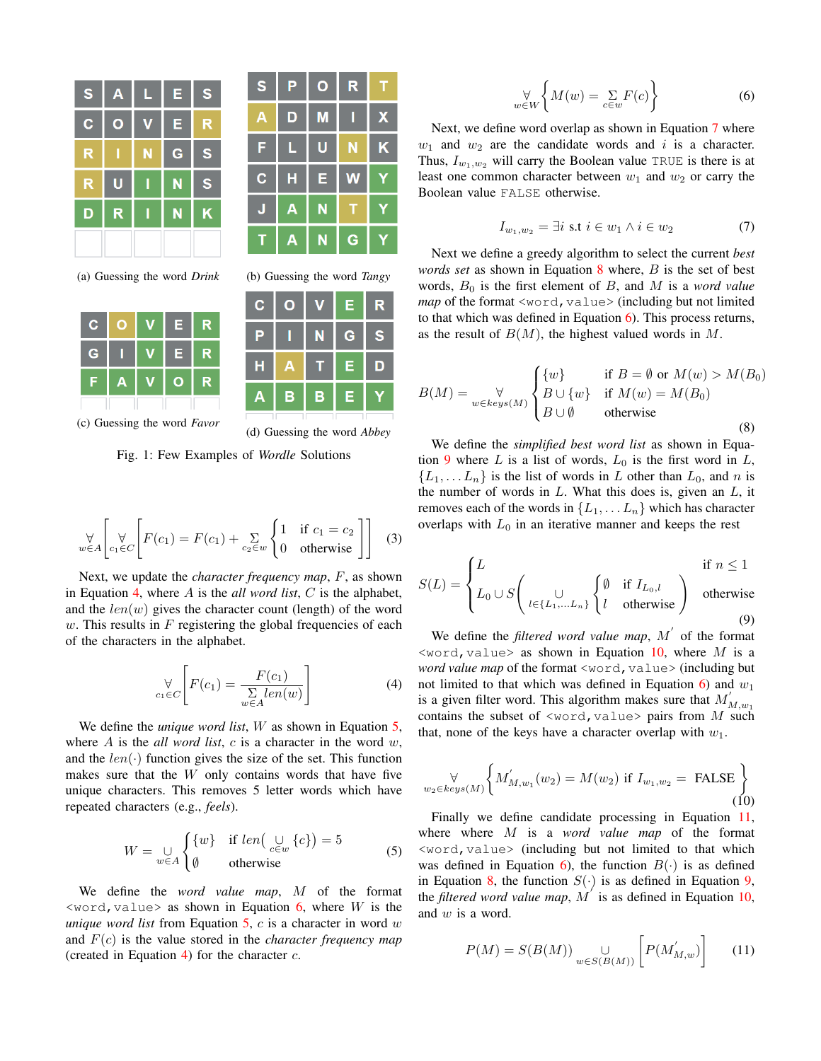(a) Guessing the word *Drink*

(b) Guessing the word *Tangy*

(c) Guessing the word *Favor*

(d) Guessing the word *Abbey*

Fig. 1: Few Examples of *Wordle* Solutions

$$\underset{w \in A}{\forall} \left[ \underset{c_1 \in C}{\forall} \left[ F(c_1) = F(c_1) + \underset{c_2 \in w}{\Sigma} \begin{cases} 1 & \text{if } c_1 = c_2 \\ 0 & \text{otherwise} \end{cases} \right] \right] \tag{3}$$

Next, we update the *character frequency map*, $F$, as shown in Equation 4, where $A$ is the *all word list*, $C$ is the alphabet, and the $len(w)$ gives the character count (length) of the word $w$. This results in $F$ registering the global frequencies of each of the characters in the alphabet.

$$\underset{c_1 \in C}{\forall} \left[ F(c_1) = \frac{F(c_1)}{\underset{w \in A}{\Sigma} len(w)} \right] \tag{4}$$

We define the ***unique word list***, $W$ as shown in Equation 5, where $A$ is the *all word list*, $c$ is a character in the word $w$, and the $len(\cdot)$ function gives the size of the set. This function makes sure that the $W$ only contains words that have five unique characters. This removes 5 letter words which have repeated characters (e.g., *feels*).

$$W = \underset{w \in A}{\cup} \begin{cases} \{w\} & \text{if } len(\underset{c \in w}{\cup} \{c\}) = 5 \\ \emptyset & \text{otherwise} \end{cases} \tag{5}$$

We define the *word value map*, $M$ of the format `<word,value>` as shown in Equation 6, where $W$ is the *unique word list* from Equation 5, $c$ is a character in word $w$ and $F(c)$ is the value stored in the *character frequency map* (created in Equation 4) for the character $c$.

$$\underset{w \in W}{\forall} \left\{ M(w) = \underset{c \in w}{\Sigma} F(c) \right\} \tag{6}$$

Next, we define word overlap as shown in Equation 7 where $w_1$ and $w_2$ are the candidate words and $i$ is a character. Thus, $I_{w_1,w_2}$ will carry the Boolean value `TRUE` is there is at least one common character between $w_1$ and $w_2$ or carry the Boolean value `FALSE` otherwise.

$$I_{w_1,w_2} = \exists i \text{ s.t } i \in w_1 \wedge i \in w_2 \tag{7}$$

Next we define a greedy algorithm to select the current *best words set* as shown in Equation 8 where, $B$ is the set of best words, $B_0$ is the first element of $B$, and $M$ is a *word value map* of the format `<word,value>` (including but not limited to that which was defined in Equation 6). This process returns, as the result of $B(M)$, the highest valued words in $M$.

$$B(M) = \underset{w \in keys(M)}{\forall} \begin{cases} \{w\} & \text{if } B = \emptyset \text{ or } M(w) > M(B_0) \\ B \cup \{w\} & \text{if } M(w) = M(B_0) \\ B \cup \emptyset & \text{otherwise} \end{cases} \tag{8}$$

We define the *simplified best word list* as shown in Equation 9 where $L$ is a list of words, $L_0$ is the first word in $L$, $\{L_1, \ldots L_n\}$ is the list of words in $L$ other than $L_0$, and $n$ is the number of words in $L$. What this does is, given an $L$, it removes each of the words in $\{L_1, \ldots L_n\}$ which has character overlaps with $L_0$ in an iterative manner and keeps the rest

$$S(L) = \begin{cases} L & \text{if } n \leq 1 \\ L_0 \cup S\left( \underset{l \in \{L_1, \ldots L_n\}}{\cup} \begin{cases} \emptyset & \text{if } I_{L_0,l} \\ l & \text{otherwise} \end{cases} \right) & \text{otherwise} \end{cases} \tag{9}$$

We define the *filtered word value map*, $M^{'}$ of the format `<word,value>` as shown in Equation 10, where $M$ is a *word value map* of the format `<word,value>` (including but not limited to that which was defined in Equation 6) and $w_1$ is a given filter word. This algorithm makes sure that $M^{'}_{M,w_1}$ contains the subset of `<word,value>` pairs from $M$ such that, none of the keys have a character overlap with $w_1$.

$$\underset{w_2 \in keys(M)}{\forall} \left\{ M^{'}_{M,w_1}(w_2) = M(w_2) \text{ if } I_{w_1,w_2} = \text{ FALSE} \right\} \tag{10}$$

Finally we define candidate processing in Equation 11, where where $M$ is a *word value map* of the format `<word,value>` (including but not limited to that which was defined in Equation 6), the function $B(\cdot)$ is as defined in Equation 8, the function $S(\cdot)$ is as defined in Equation 9, the *filtered word value map*, $M^{'}$ is as defined in Equation 10, and $w$ is a word.

$$P(M) = S(B(M)) \underset{w \in S(B(M))}{\cup} \left[ P(M^{'}_{M,w}) \right] \tag{11}$$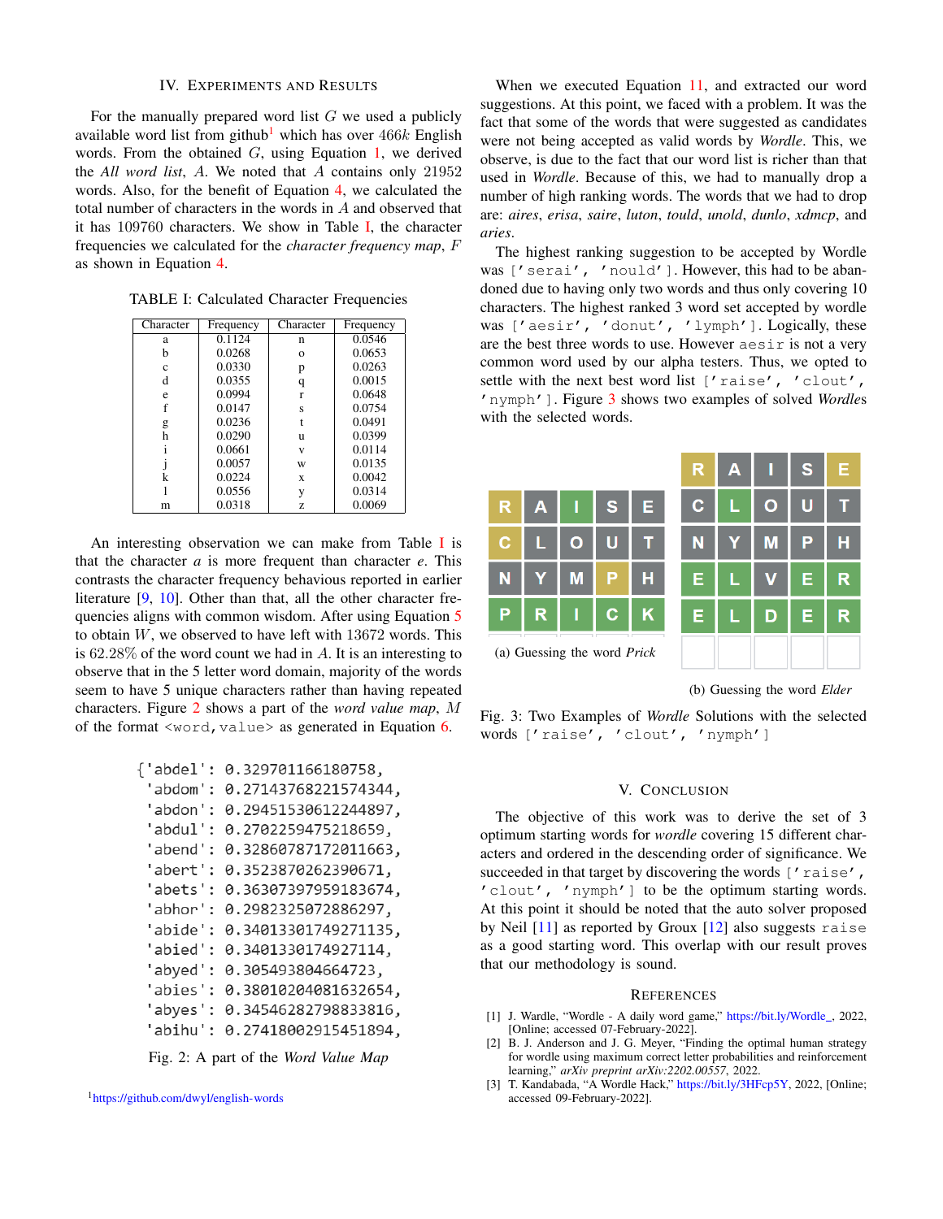## IV. Experiments and Results

For the manually prepared word list $G$ we used a publicly available word list from github[1] which has over $466k$ English words. From the obtained $G$, using Equation 1, we derived the *All word list*, $A$. We noted that $A$ contains only 21952 words. Also, for the benefit of Equation 4, we calculated the total number of characters in the words in $A$ and observed that it has 109760 characters. We show in Table I, the character frequencies we calculated for the *character frequency map*, $F$ as shown in Equation 4.

TABLE I: Calculated Character Frequencies

| Character | Frequency | Character | Frequency |
|---|---|---|---|
| a | 0.1124 | n | 0.0546 |
| b | 0.0268 | o | 0.0653 |
| c | 0.0330 | p | 0.0263 |
| d | 0.0355 | q | 0.0015 |
| e | 0.0994 | r | 0.0648 |
| f | 0.0147 | s | 0.0754 |
| g | 0.0236 | t | 0.0491 |
| h | 0.0290 | u | 0.0399 |
| i | 0.0661 | v | 0.0114 |
| j | 0.0057 | w | 0.0135 |
| k | 0.0224 | x | 0.0042 |
| l | 0.0556 | y | 0.0314 |
| m | 0.0318 | z | 0.0069 |

An interesting observation we can make from Table I is that the character *a* is more frequent than character *e*. This contrasts the character frequency behavious reported in earlier literature [9, 10]. Other than that, all the other character frequencies aligns with common wisdom. After using Equation 5 to obtain $W$, we observed to have left with 13672 words. This is 62.28% of the word count we had in $A$. It is an interesting to observe that in the 5 letter word domain, majority of the words seem to have 5 unique characters rather than having repeated characters. Figure 2 shows a part of the *word value map*, $M$ of the format `<word,value>` as generated in Equation 6.

```
{'abdel': 0.329701166180758,
 'abdom': 0.27143768221574344,
 'abdon': 0.29451530612244897,
 'abdul': 0.2702259475218659,
 'abend': 0.32860787172011663,
 'abert': 0.3523870262390671,
 'abets': 0.36307397959183674,
 'abhor': 0.2982325072886297,
 'abide': 0.34013301749271135,
 'abied': 0.3401330174927114,
 'abyed': 0.305493804664723,
 'abies': 0.38010204081632654,
 'abyes': 0.34546282798833816,
 'abihu': 0.27418002915451894,
```

Fig. 2: A part of the *Word Value Map*

[1] https://github.com/dwyl/english-words

When we executed Equation 11, and extracted our word suggestions. At this point, we faced with a problem. It was the fact that some of the words that were suggested as candidates were not being accepted as valid words by *Wordle*. This, we observe, is due to the fact that our word list is richer than that used in *Wordle*. Because of this, we had to manually drop a number of high ranking words. The words that we had to drop are: *aires*, *erisa*, *saire*, *luton*, *tould*, *unold*, *dunlo*, *xdmcp*, and *aries*.

The highest ranking suggestion to be accepted by Wordle was `['serai', 'nould']`. However, this had to be abandoned due to having only two words and thus only covering 10 characters. The highest ranked 3 word set accepted by wordle was `['aesir', 'donut', 'lymph']`. Logically, these are the best three words to use. However `aesir` is not a very common word used by our alpha testers. Thus, we opted to settle with the next best word list `['raise', 'clout', 'nymph']`. Figure 3 shows two examples of solved *Wordle*s with the selected words.

| R | A | I | S | E |
|---|---|---|---|---|
| C | L | O | U | T |
| N | Y | M | P | H |
| P | R | I | C | K |

(a) Guessing the word *Prick*

| R | A | I | S | E |
|---|---|---|---|---|
| C | L | O | U | T |
| N | Y | M | P | H |
| E | L | V | E | R |
| E | L | D | E | R |
| | | | | |

(b) Guessing the word *Elder*

Fig. 3: Two Examples of *Wordle* Solutions with the selected words `['raise', 'clout', 'nymph']`

## V. Conclusion

The objective of this work was to derive the set of 3 optimum starting words for *wordle* covering 15 different characters and ordered in the descending order of significance. We succeeded in that target by discovering the words `['raise', 'clout', 'nymph']` to be the optimum starting words. At this point it should be noted that the auto solver proposed by Neil [11] as reported by Groux [12] also suggests `raise` as a good starting word. This overlap with our result proves that our methodology is sound.

## References

[1] J. Wardle, "Wordle - A daily word game," https://bit.ly/Wordle_, 2022, [Online; accessed 07-February-2022].

[2] B. J. Anderson and J. G. Meyer, "Finding the optimal human strategy for wordle using maximum correct letter probabilities and reinforcement learning," *arXiv preprint arXiv:2202.00557*, 2022.

[3] T. Kandabada, "A Wordle Hack," https://bit.ly/3HFcp5Y, 2022, [Online; accessed 09-February-2022].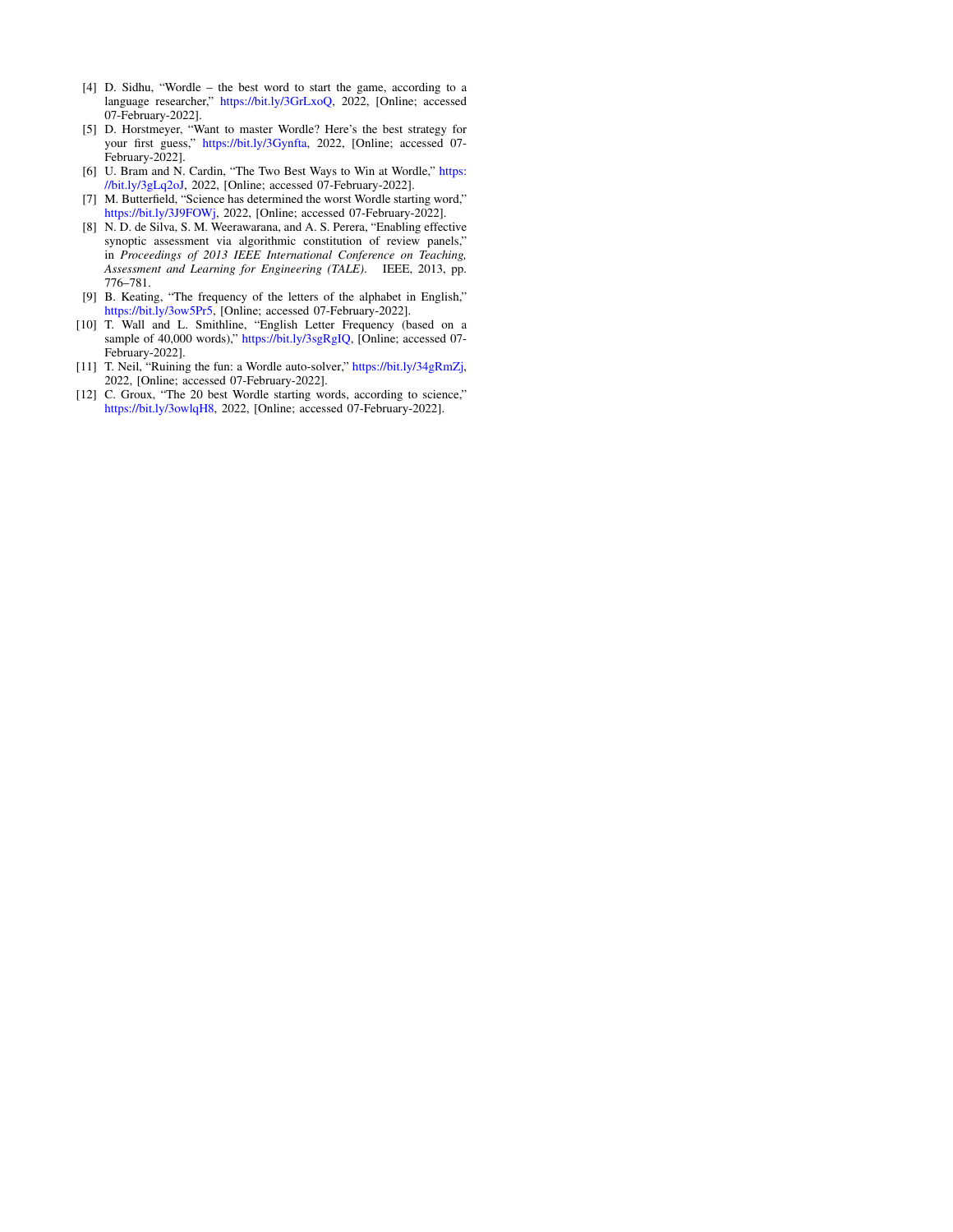[4] D. Sidhu, "Wordle – the best word to start the game, according to a language researcher," https://bit.ly/3GrLxoQ, 2022, [Online; accessed 07-February-2022].

[5] D. Horstmeyer, "Want to master Wordle? Here's the best strategy for your first guess," https://bit.ly/3Gynfta, 2022, [Online; accessed 07-February-2022].

[6] U. Bram and N. Cardin, "The Two Best Ways to Win at Wordle," https://bit.ly/3gLq2oJ, 2022, [Online; accessed 07-February-2022].

[7] M. Butterfield, "Science has determined the worst Wordle starting word," https://bit.ly/3J9FOWj, 2022, [Online; accessed 07-February-2022].

[8] N. D. de Silva, S. M. Weerawarana, and A. S. Perera, "Enabling effective synoptic assessment via algorithmic constitution of review panels," in *Proceedings of 2013 IEEE International Conference on Teaching, Assessment and Learning for Engineering (TALE)*. IEEE, 2013, pp. 776–781.

[9] B. Keating, "The frequency of the letters of the alphabet in English," https://bit.ly/3ow5Pr5, [Online; accessed 07-February-2022].

[10] T. Wall and L. Smithline, "English Letter Frequency (based on a sample of 40,000 words)," https://bit.ly/3sgRgIQ, [Online; accessed 07-February-2022].

[11] T. Neil, "Ruining the fun: a Wordle auto-solver," https://bit.ly/34gRmZj, 2022, [Online; accessed 07-February-2022].

[12] C. Groux, "The 20 best Wordle starting words, according to science," https://bit.ly/3owlqH8, 2022, [Online; accessed 07-February-2022].